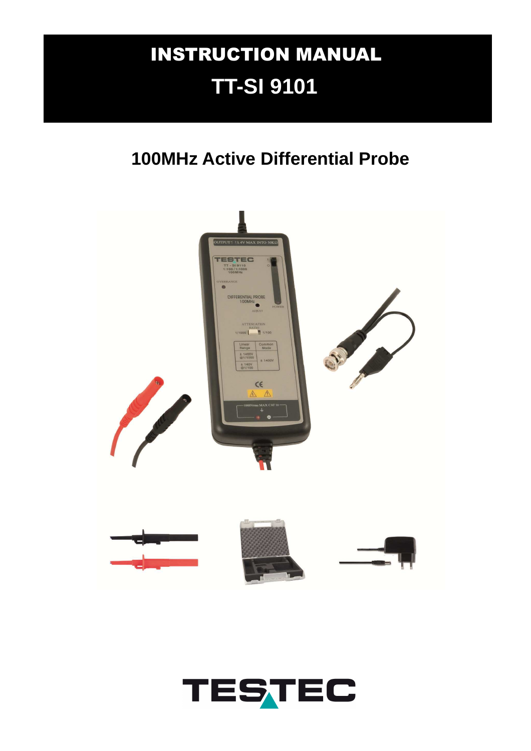# INSTRUCTION MANUAL

# TT-SI 9101

## 100MHz Active Differential Probe

TESTEC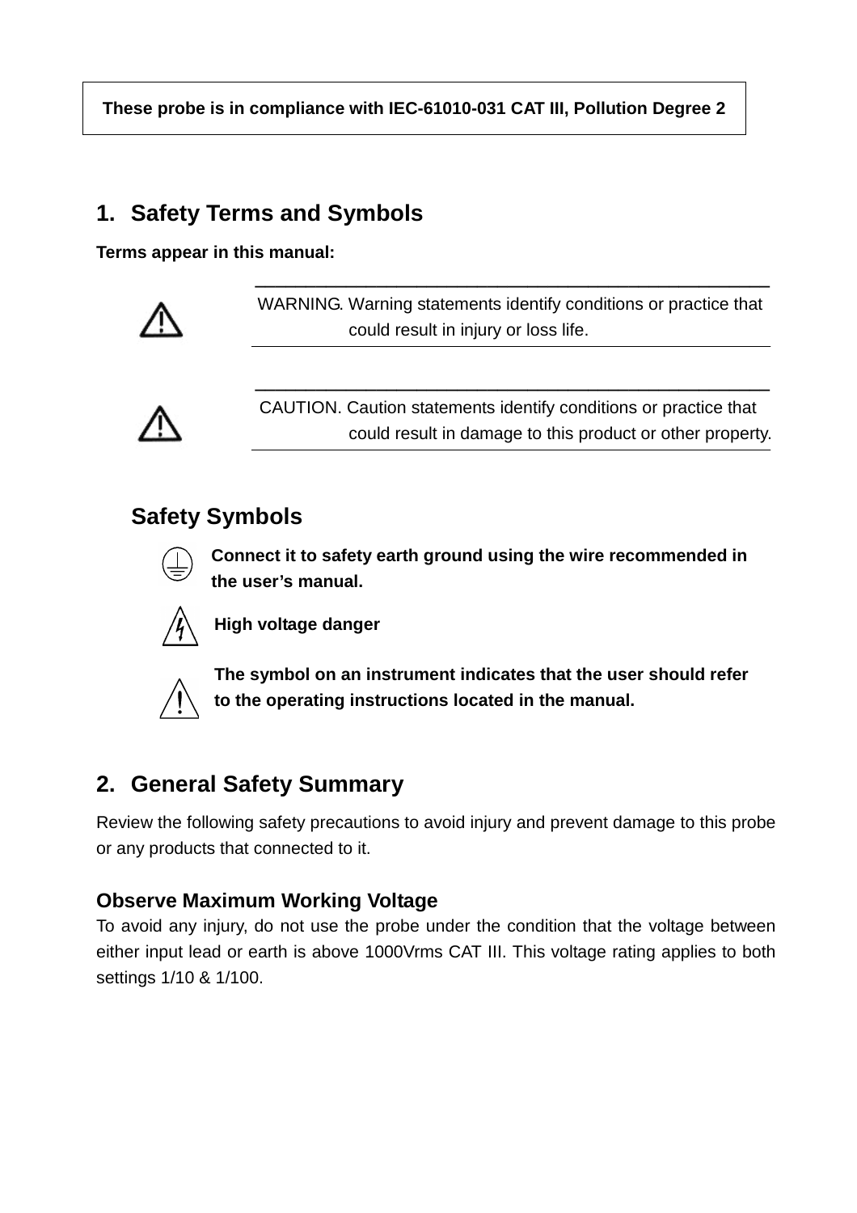**These probe is in compliance with IEC-61010-031 CAT III, Pollution Degree 2**

## 1. Safety Terms and Symbols

**Terms appear in this manual:**

⚠ WARNING. Warning statements identify conditions or practice that could result in injury or loss life.

⚠ CAUTION. Caution statements identify conditions or practice that could result in damage to this product or other property.

### Safety Symbols

**Connect it to safety earth ground using the wire recommended in the user's manual.**

**High voltage danger**

**The symbol on an instrument indicates that the user should refer to the operating instructions located in the manual.**

## 2. General Safety Summary

Review the following safety precautions to avoid injury and prevent damage to this probe or any products that connected to it.

### Observe Maximum Working Voltage

To avoid any injury, do not use the probe under the condition that the voltage between either input lead or earth is above 1000Vrms CAT III. This voltage rating applies to both settings 1/10 & 1/100.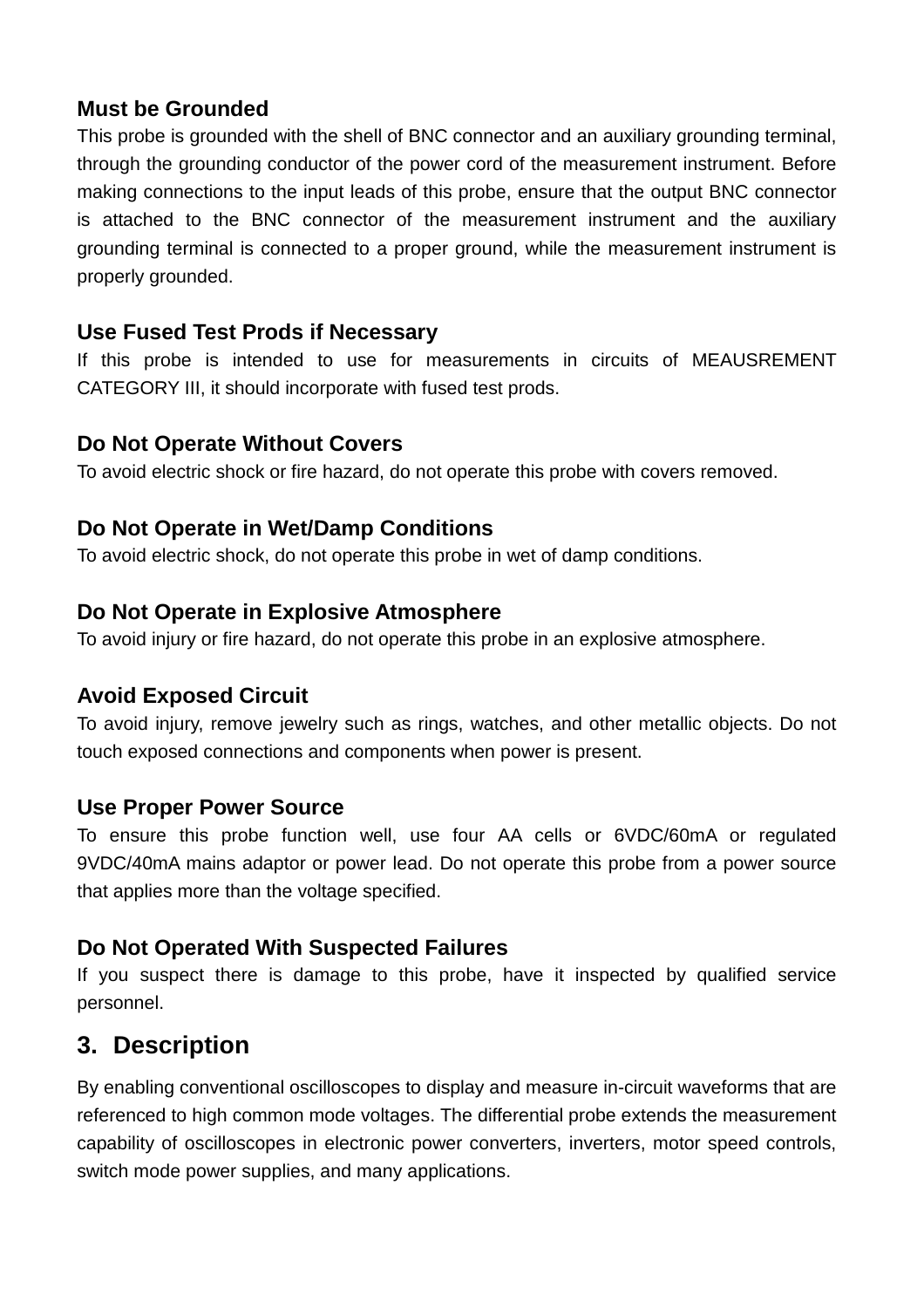### Must be Grounded

This probe is grounded with the shell of BNC connector and an auxiliary grounding terminal, through the grounding conductor of the power cord of the measurement instrument. Before making connections to the input leads of this probe, ensure that the output BNC connector is attached to the BNC connector of the measurement instrument and the auxiliary grounding terminal is connected to a proper ground, while the measurement instrument is properly grounded.

### Use Fused Test Prods if Necessary

If this probe is intended to use for measurements in circuits of MEAUSREMENT CATEGORY III, it should incorporate with fused test prods.

### Do Not Operate Without Covers

To avoid electric shock or fire hazard, do not operate this probe with covers removed.

### Do Not Operate in Wet/Damp Conditions

To avoid electric shock, do not operate this probe in wet of damp conditions.

### Do Not Operate in Explosive Atmosphere

To avoid injury or fire hazard, do not operate this probe in an explosive atmosphere.

### Avoid Exposed Circuit

To avoid injury, remove jewelry such as rings, watches, and other metallic objects. Do not touch exposed connections and components when power is present.

### Use Proper Power Source

To ensure this probe function well, use four AA cells or 6VDC/60mA or regulated 9VDC/40mA mains adaptor or power lead. Do not operate this probe from a power source that applies more than the voltage specified.

### Do Not Operated With Suspected Failures

If you suspect there is damage to this probe, have it inspected by qualified service personnel.

## 3. Description

By enabling conventional oscilloscopes to display and measure in-circuit waveforms that are referenced to high common mode voltages. The differential probe extends the measurement capability of oscilloscopes in electronic power converters, inverters, motor speed controls, switch mode power supplies, and many applications.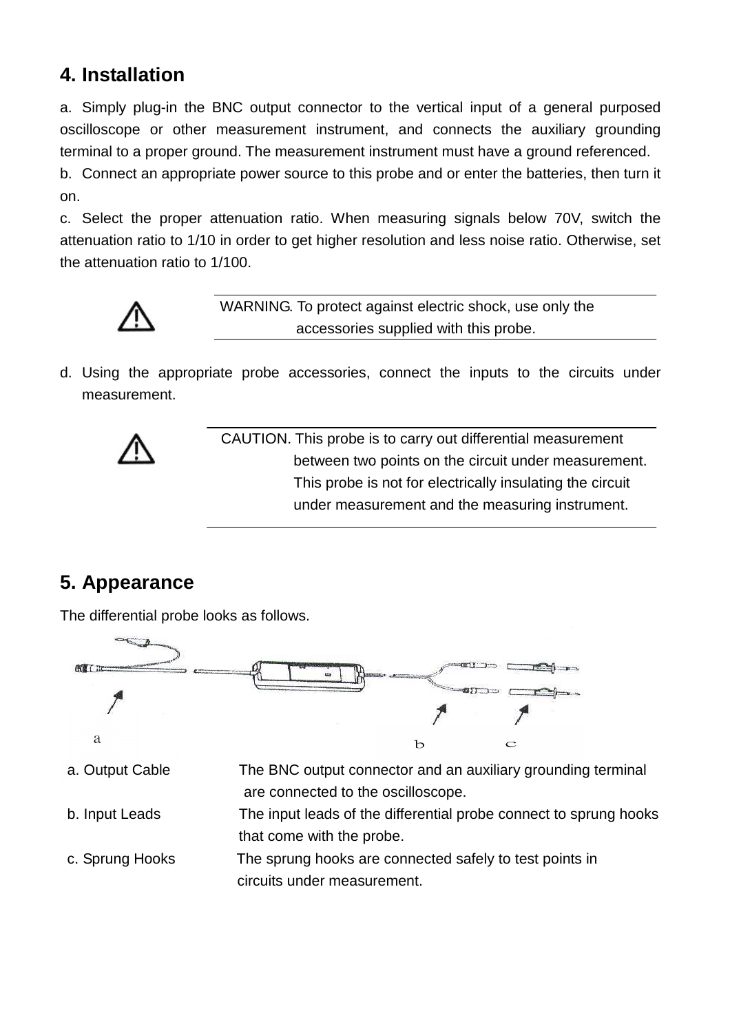## 4. Installation

a. Simply plug-in the BNC output connector to the vertical input of a general purposed oscilloscope or other measurement instrument, and connects the auxiliary grounding terminal to a proper ground. The measurement instrument must have a ground referenced.

b. Connect an appropriate power source to this probe and or enter the batteries, then turn it on.

c. Select the proper attenuation ratio. When measuring signals below 70V, switch the attenuation ratio to 1/10 in order to get higher resolution and less noise ratio. Otherwise, set the attenuation ratio to 1/100.

> ⚠ WARNING. To protect against electric shock, use only the accessories supplied with this probe.

d. Using the appropriate probe accessories, connect the inputs to the circuits under measurement.

> ⚠ CAUTION. This probe is to carry out differential measurement between two points on the circuit under measurement. This probe is not for electrically insulating the circuit under measurement and the measuring instrument.

## 5. Appearance

The differential probe looks as follows.

a. Output Cable — The BNC output connector and an auxiliary grounding terminal are connected to the oscilloscope.

b. Input Leads — The input leads of the differential probe connect to sprung hooks that come with the probe.

c. Sprung Hooks — The sprung hooks are connected safely to test points in circuits under measurement.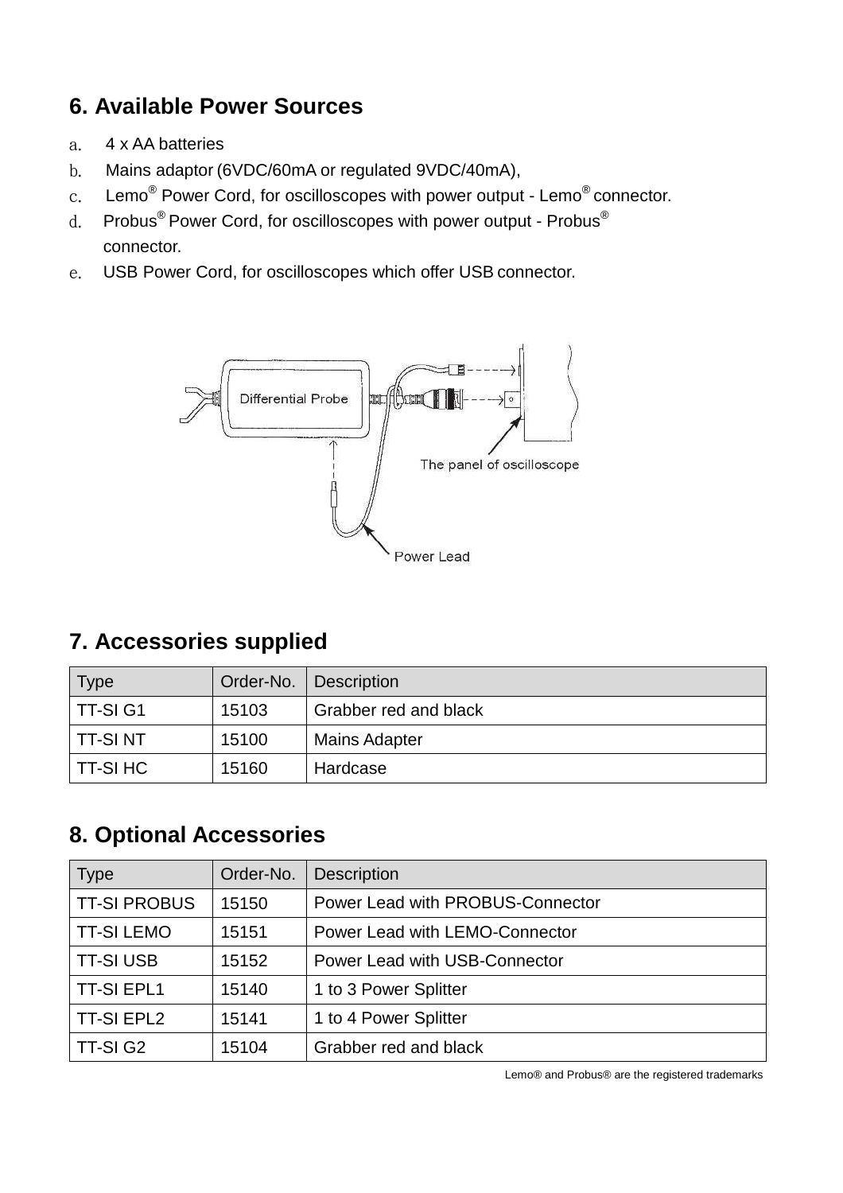## 6. Available Power Sources

a. 4 x AA batteries
b. Mains adaptor (6VDC/60mA or regulated 9VDC/40mA),
c. Lemo® Power Cord, for oscilloscopes with power output - Lemo® connector.
d. Probus® Power Cord, for oscilloscopes with power output - Probus® connector.
e. USB Power Cord, for oscilloscopes which offer USB connector.

Differential Probe

The panel of oscilloscope

Power Lead

## 7. Accessories supplied

| Type | Order-No. | Description |
| --- | --- | --- |
| TT-SI G1 | 15103 | Grabber red and black |
| TT-SI NT | 15100 | Mains Adapter |
| TT-SI HC | 15160 | Hardcase |

## 8. Optional Accessories

| Type | Order-No. | Description |
| --- | --- | --- |
| TT-SI PROBUS | 15150 | Power Lead with PROBUS-Connector |
| TT-SI LEMO | 15151 | Power Lead with LEMO-Connector |
| TT-SI USB | 15152 | Power Lead with USB-Connector |
| TT-SI EPL1 | 15140 | 1 to 3 Power Splitter |
| TT-SI EPL2 | 15141 | 1 to 4 Power Splitter |
| TT-SI G2 | 15104 | Grabber red and black |

Lemo® and Probus® are the registered trademarks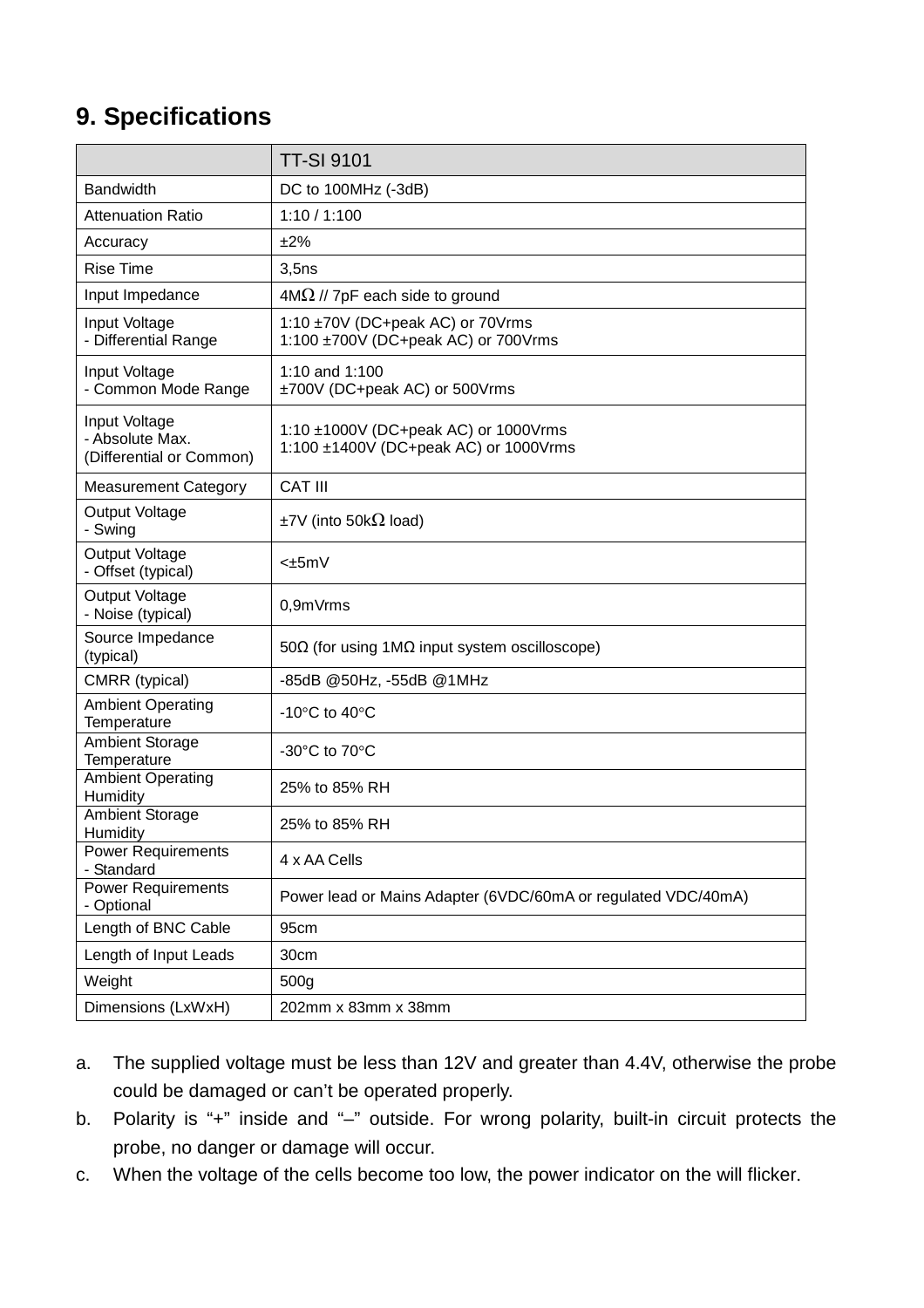## 9. Specifications

| | TT-SI 9101 |
|---|---|
| Bandwidth | DC to 100MHz (-3dB) |
| Attenuation Ratio | 1:10 / 1:100 |
| Accuracy | ±2% |
| Rise Time | 3,5ns |
| Input Impedance | 4MΩ // 7pF each side to ground |
| Input Voltage<br>- Differential Range | 1:10 ±70V (DC+peak AC) or 70Vrms<br>1:100 ±700V (DC+peak AC) or 700Vrms |
| Input Voltage<br>- Common Mode Range | 1:10 and 1:100<br>±700V (DC+peak AC) or 500Vrms |
| Input Voltage<br>- Absolute Max.<br>(Differential or Common) | 1:10 ±1000V (DC+peak AC) or 1000Vrms<br>1:100 ±1400V (DC+peak AC) or 1000Vrms |
| Measurement Category | CAT III |
| Output Voltage<br>- Swing | ±7V (into 50kΩ load) |
| Output Voltage<br>- Offset (typical) | <±5mV |
| Output Voltage<br>- Noise (typical) | 0,9mVrms |
| Source Impedance<br>(typical) | 50Ω (for using 1MΩ input system oscilloscope) |
| CMRR (typical) | -85dB @50Hz, -55dB @1MHz |
| Ambient Operating Temperature | -10°C to 40°C |
| Ambient Storage Temperature | -30°C to 70°C |
| Ambient Operating Humidity | 25% to 85% RH |
| Ambient Storage Humidity | 25% to 85% RH |
| Power Requirements<br>- Standard | 4 x AA Cells |
| Power Requirements<br>- Optional | Power lead or Mains Adapter (6VDC/60mA or regulated VDC/40mA) |
| Length of BNC Cable | 95cm |
| Length of Input Leads | 30cm |
| Weight | 500g |
| Dimensions (LxWxH) | 202mm x 83mm x 38mm |

a. The supplied voltage must be less than 12V and greater than 4.4V, otherwise the probe could be damaged or can't be operated properly.

b. Polarity is "+" inside and "–" outside. For wrong polarity, built-in circuit protects the probe, no danger or damage will occur.

c. When the voltage of the cells become too low, the power indicator on the will flicker.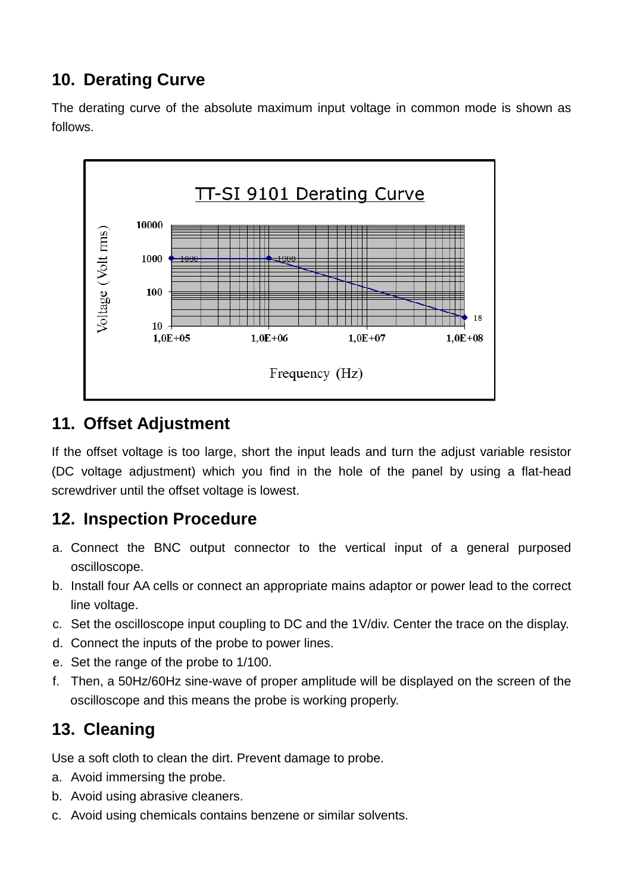## 10. Derating Curve

The derating curve of the absolute maximum input voltage in common mode is shown as follows.

## 11. Offset Adjustment

If the offset voltage is too large, short the input leads and turn the adjust variable resistor (DC voltage adjustment) which you find in the hole of the panel by using a flat-head screwdriver until the offset voltage is lowest.

## 12. Inspection Procedure

a. Connect the BNC output connector to the vertical input of a general purposed oscilloscope.
b. Install four AA cells or connect an appropriate mains adaptor or power lead to the correct line voltage.
c. Set the oscilloscope input coupling to DC and the 1V/div. Center the trace on the display.
d. Connect the inputs of the probe to power lines.
e. Set the range of the probe to 1/100.
f. Then, a 50Hz/60Hz sine-wave of proper amplitude will be displayed on the screen of the oscilloscope and this means the probe is working properly.

## 13. Cleaning

Use a soft cloth to clean the dirt. Prevent damage to probe.

a. Avoid immersing the probe.
b. Avoid using abrasive cleaners.
c. Avoid using chemicals contains benzene or similar solvents.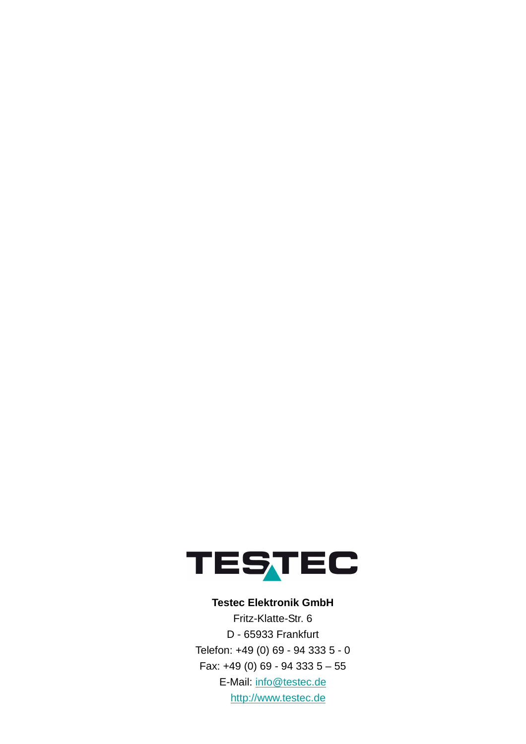TESTEC

**Testec Elektronik GmbH**

Fritz-Klatte-Str. 6

D - 65933 Frankfurt

Telefon: +49 (0) 69 - 94 333 5 - 0

Fax: +49 (0) 69 - 94 333 5 – 55

E-Mail: info@testec.de

http://www.testec.de